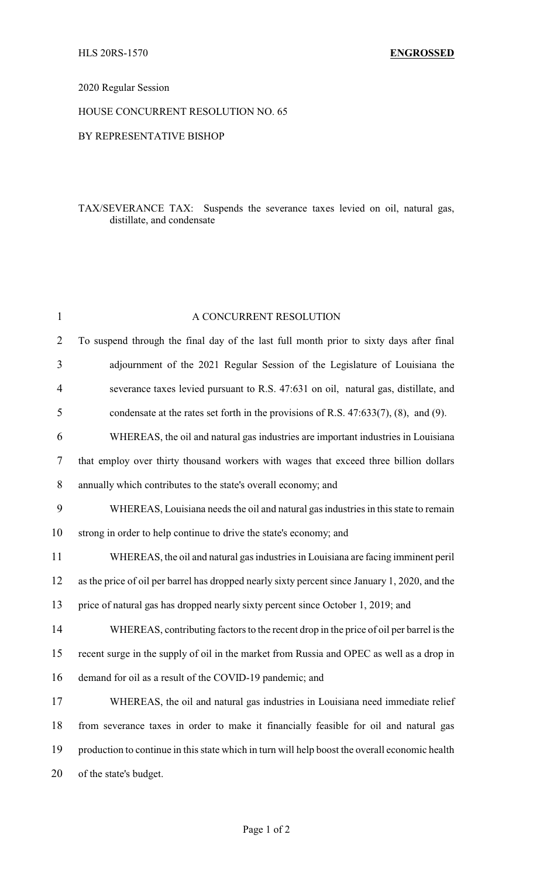HLS 20RS-1570 **ENGROSSED**

2020 Regular Session

HOUSE CONCURRENT RESOLUTION NO. 65

BY REPRESENTATIVE BISHOP

TAX/SEVERANCE TAX: Suspends the severance taxes levied on oil, natural gas, distillate, and condensate

A CONCURRENT RESOLUTION

To suspend through the final day of the last full month prior to sixty days after final adjournment of the 2021 Regular Session of the Legislature of Louisiana the severance taxes levied pursuant to R.S. 47:631 on oil, natural gas, distillate, and condensate at the rates set forth in the provisions of R.S. 47:633(7), (8), and (9).

WHEREAS, the oil and natural gas industries are important industries in Louisiana that employ over thirty thousand workers with wages that exceed three billion dollars annually which contributes to the state's overall economy; and

WHEREAS, Louisiana needs the oil and natural gas industries in this state to remain strong in order to help continue to drive the state's economy; and

WHEREAS, the oil and natural gas industries in Louisiana are facing imminent peril as the price of oil per barrel has dropped nearly sixty percent since January 1, 2020, and the price of natural gas has dropped nearly sixty percent since October 1, 2019; and

WHEREAS, contributing factors to the recent drop in the price of oil per barrel is the recent surge in the supply of oil in the market from Russia and OPEC as well as a drop in demand for oil as a result of the COVID-19 pandemic; and

WHEREAS, the oil and natural gas industries in Louisiana need immediate relief from severance taxes in order to make it financially feasible for oil and natural gas production to continue in this state which in turn will help boost the overall economic health of the state's budget.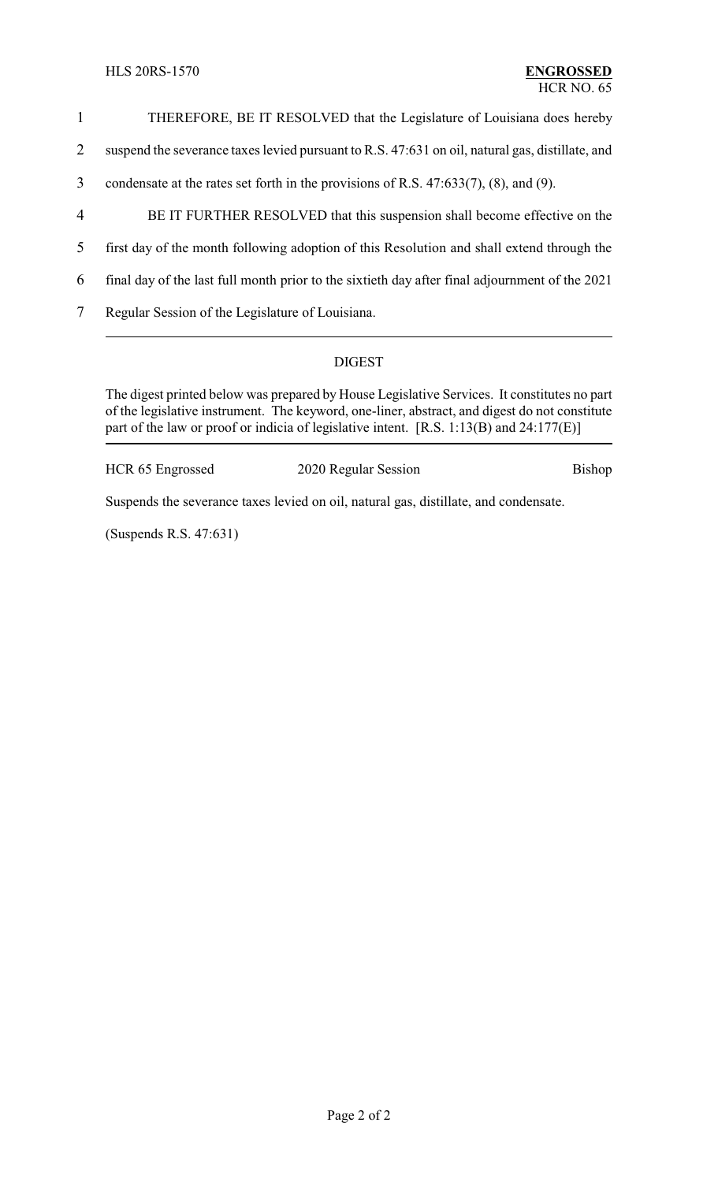THEREFORE, BE IT RESOLVED that the Legislature of Louisiana does hereby suspend the severance taxes levied pursuant to R.S. 47:631 on oil, natural gas, distillate, and condensate at the rates set forth in the provisions of R.S. 47:633(7), (8), and (9).

BE IT FURTHER RESOLVED that this suspension shall become effective on the first day of the month following adoption of this Resolution and shall extend through the final day of the last full month prior to the sixtieth day after final adjournment of the 2021 Regular Session of the Legislature of Louisiana.

---

## DIGEST

The digest printed below was prepared by House Legislative Services. It constitutes no part of the legislative instrument. The keyword, one-liner, abstract, and digest do not constitute part of the law or proof or indicia of legislative intent. [R.S. 1:13(B) and 24:177(E)]

---

HCR 65 Engrossed — 2020 Regular Session — Bishop

Suspends the severance taxes levied on oil, natural gas, distillate, and condensate.

(Suspends R.S. 47:631)